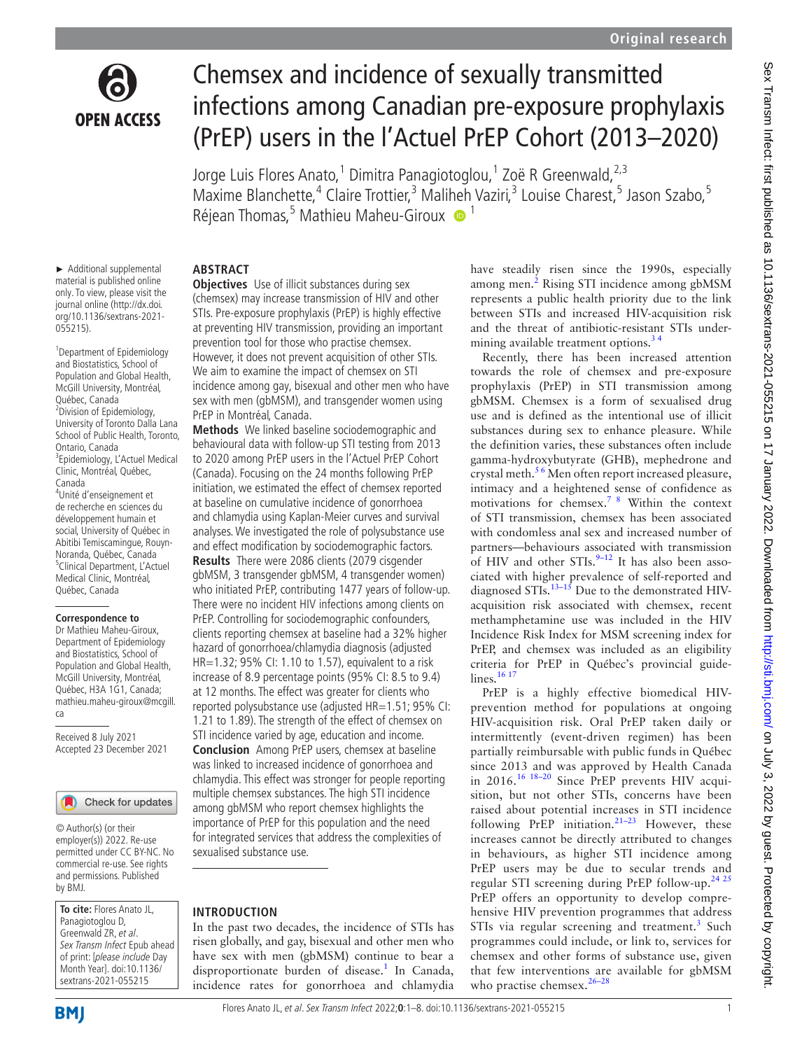# Chemsex and incidence of sexually transmitted infections among Canadian pre-exposure prophylaxis (PrEP) users in the l'Actuel PrEP Cohort (2013–2020)

Jorge Luis Flores Anato,[1] Dimitra Panagiotoglou,[1] Zoë R Greenwald,[2,3] Maxime Blanchette,[4] Claire Trottier,[3] Maliheh Vaziri,[3] Louise Charest,[5] Jason Szabo,[5] Réjean Thomas,[5] Mathieu Maheu-Giroux[1]

► Additional supplemental material is published online only. To view, please visit the journal online (http://dx.doi.org/10.1136/sextrans-2021-055215).

[1]Department of Epidemiology and Biostatistics, School of Population and Global Health, McGill University, Montréal, Québec, Canada
[2]Division of Epidemiology, University of Toronto Dalla Lana School of Public Health, Toronto, Ontario, Canada
[3]Epidemiology, L'Actuel Medical Clinic, Montréal, Québec, Canada
[4]Unité d'enseignement et de recherche en sciences du développement humain et social, University of Québec in Abitibi Temiscamingue, Rouyn-Noranda, Québec, Canada
[5]Clinical Department, L'Actuel Medical Clinic, Montréal, Québec, Canada

**Correspondence to**
Dr Mathieu Maheu-Giroux, Department of Epidemiology and Biostatistics, School of Population and Global Health, McGill University, Montréal, Québec, H3A 1G1, Canada; mathieu.maheu-giroux@mcgill.ca

Received 8 July 2021
Accepted 23 December 2021

© Author(s) (or their employer(s)) 2022. Re-use permitted under CC BY-NC. No commercial re-use. See rights and permissions. Published by BMJ.

**To cite:** Flores Anato JL, Panagiotoglou D, Greenwald ZR, et al. Sex Transm Infect Epub ahead of print: [please include Day Month Year]. doi:10.1136/sextrans-2021-055215

## ABSTRACT

**Objectives** Use of illicit substances during sex (chemsex) may increase transmission of HIV and other STIs. Pre-exposure prophylaxis (PrEP) is highly effective at preventing HIV transmission, providing an important prevention tool for those who practise chemsex. However, it does not prevent acquisition of other STIs. We aim to examine the impact of chemsex on STI incidence among gay, bisexual and other men who have sex with men (gbMSM), and transgender women using PrEP in Montréal, Canada.

**Methods** We linked baseline sociodemographic and behavioural data with follow-up STI testing from 2013 to 2020 among PrEP users in the l'Actuel PrEP Cohort (Canada). Focusing on the 24 months following PrEP initiation, we estimated the effect of chemsex reported at baseline on cumulative incidence of gonorrhoea and chlamydia using Kaplan-Meier curves and survival analyses. We investigated the role of polysubstance use and effect modification by sociodemographic factors.

**Results** There were 2086 clients (2079 cisgender gbMSM, 3 transgender gbMSM, 4 transgender women) who initiated PrEP, contributing 1477 years of follow-up. There were no incident HIV infections among clients on PrEP. Controlling for sociodemographic confounders, clients reporting chemsex at baseline had a 32% higher hazard of gonorrhoea/chlamydia diagnosis (adjusted HR=1.32; 95% CI: 1.10 to 1.57), equivalent to a risk increase of 8.9 percentage points (95% CI: 8.5 to 9.4) at 12 months. The effect was greater for clients who reported polysubstance use (adjusted HR=1.51; 95% CI: 1.21 to 1.89). The strength of the effect of chemsex on STI incidence varied by age, education and income.

**Conclusion** Among PrEP users, chemsex at baseline was linked to increased incidence of gonorrhoea and chlamydia. This effect was stronger for people reporting multiple chemsex substances. The high STI incidence among gbMSM who report chemsex highlights the importance of PrEP for this population and the need for integrated services that address the complexities of sexualised substance use.

## INTRODUCTION

In the past two decades, the incidence of STIs has risen globally, and gay, bisexual and other men who have sex with men (gbMSM) continue to bear a disproportionate burden of disease.[1] In Canada, incidence rates for gonorrhoea and chlamydia have steadily risen since the 1990s, especially among men.[2] Rising STI incidence among gbMSM represents a public health priority due to the link between STIs and increased HIV-acquisition risk and the threat of antibiotic-resistant STIs undermining available treatment options.[3,4]

Recently, there has been increased attention towards the role of chemsex and pre-exposure prophylaxis (PrEP) in STI transmission among gbMSM. Chemsex is a form of sexualised drug use and is defined as the intentional use of illicit substances during sex to enhance pleasure. While the definition varies, these substances often include gamma-hydroxybutyrate (GHB), mephedrone and crystal meth.[5,6] Men often report increased pleasure, intimacy and a heightened sense of confidence as motivations for chemsex.[7,8] Within the context of STI transmission, chemsex has been associated with condomless anal sex and increased number of partners—behaviours associated with transmission of HIV and other STIs.[9–12] It has also been associated with higher prevalence of self-reported and diagnosed STIs.[13–15] Due to the demonstrated HIV-acquisition risk associated with chemsex, recent methamphetamine use was included in the HIV Incidence Risk Index for MSM screening index for PrEP, and chemsex was included as an eligibility criteria for PrEP in Québec's provincial guidelines.[16,17]

PrEP is a highly effective biomedical HIV-prevention method for populations at ongoing HIV-acquisition risk. Oral PrEP taken daily or intermittently (event-driven regimen) has been partially reimbursable with public funds in Québec since 2013 and was approved by Health Canada in 2016.[16,18–20] Since PrEP prevents HIV acquisition, but not other STIs, concerns have been raised about potential increases in STI incidence following PrEP initiation.[21–23] However, these increases cannot be directly attributed to changes in behaviours, as higher STI incidence among PrEP users may be due to secular trends and regular STI screening during PrEP follow-up.[24,25] PrEP offers an opportunity to develop comprehensive HIV prevention programmes that address STIs via regular screening and treatment.[3] Such programmes could include, or link to, services for chemsex and other forms of substance use, given that few interventions are available for gbMSM who practise chemsex.[26–28]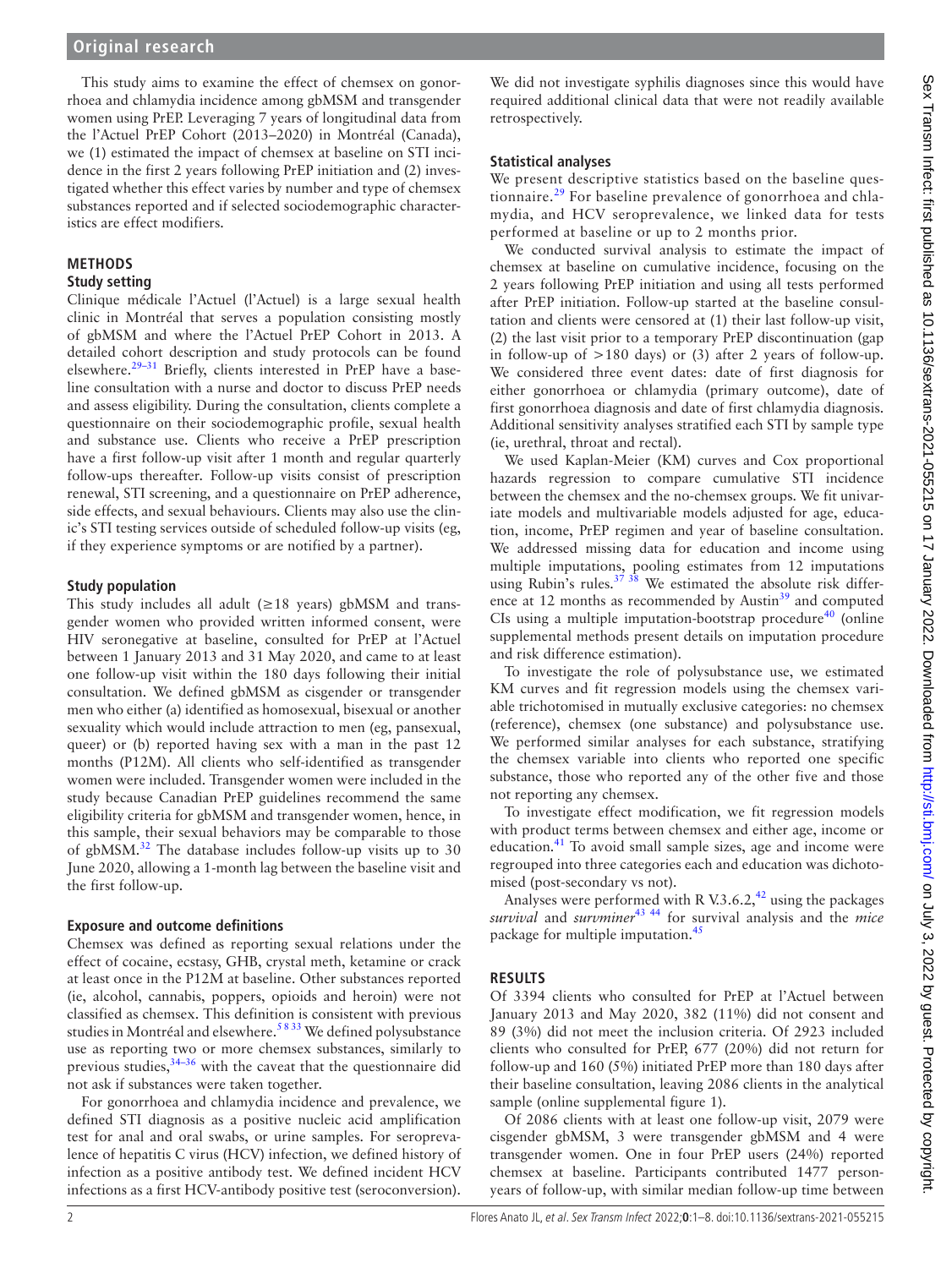This study aims to examine the effect of chemsex on gonorrhoea and chlamydia incidence among gbMSM and transgender women using PrEP. Leveraging 7 years of longitudinal data from the l'Actuel PrEP Cohort (2013–2020) in Montréal (Canada), we (1) estimated the impact of chemsex at baseline on STI incidence in the first 2 years following PrEP initiation and (2) investigated whether this effect varies by number and type of chemsex substances reported and if selected sociodemographic characteristics are effect modifiers.

## METHODS

### Study setting

Clinique médicale l'Actuel (l'Actuel) is a large sexual health clinic in Montréal that serves a population consisting mostly of gbMSM and where the l'Actuel PrEP Cohort in 2013. A detailed cohort description and study protocols can be found elsewhere.[29–31] Briefly, clients interested in PrEP have a baseline consultation with a nurse and doctor to discuss PrEP needs and assess eligibility. During the consultation, clients complete a questionnaire on their sociodemographic profile, sexual health and substance use. Clients who receive a PrEP prescription have a first follow-up visit after 1 month and regular quarterly follow-ups thereafter. Follow-up visits consist of prescription renewal, STI screening, and a questionnaire on PrEP adherence, side effects, and sexual behaviours. Clients may also use the clinic's STI testing services outside of scheduled follow-up visits (eg, if they experience symptoms or are notified by a partner).

### Study population

This study includes all adult (≥18 years) gbMSM and transgender women who provided written informed consent, were HIV seronegative at baseline, consulted for PrEP at l'Actuel between 1 January 2013 and 31 May 2020, and came to at least one follow-up visit within the 180 days following their initial consultation. We defined gbMSM as cisgender or transgender men who either (a) identified as homosexual, bisexual or another sexuality which would include attraction to men (eg, pansexual, queer) or (b) reported having sex with a man in the past 12 months (P12M). All clients who self-identified as transgender women were included. Transgender women were included in the study because Canadian PrEP guidelines recommend the same eligibility criteria for gbMSM and transgender women, hence, in this sample, their sexual behaviors may be comparable to those of gbMSM.[32] The database includes follow-up visits up to 30 June 2020, allowing a 1-month lag between the baseline visit and the first follow-up.

### Exposure and outcome definitions

Chemsex was defined as reporting sexual relations under the effect of cocaine, ecstasy, GHB, crystal meth, ketamine or crack at least once in the P12M at baseline. Other substances reported (ie, alcohol, cannabis, poppers, opioids and heroin) were not classified as chemsex. This definition is consistent with previous studies in Montréal and elsewhere.[5 8 33] We defined polysubstance use as reporting two or more chemsex substances, similarly to previous studies,[34–36] with the caveat that the questionnaire did not ask if substances were taken together.

For gonorrhoea and chlamydia incidence and prevalence, we defined STI diagnosis as a positive nucleic acid amplification test for anal and oral swabs, or urine samples. For seroprevalence of hepatitis C virus (HCV) infection, we defined history of infection as a positive antibody test. We defined incident HCV infections as a first HCV-antibody positive test (seroconversion).

We did not investigate syphilis diagnoses since this would have required additional clinical data that were not readily available retrospectively.

### Statistical analyses

We present descriptive statistics based on the baseline questionnaire.[29] For baseline prevalence of gonorrhoea and chlamydia, and HCV seroprevalence, we linked data for tests performed at baseline or up to 2 months prior.

We conducted survival analysis to estimate the impact of chemsex at baseline on cumulative incidence, focusing on the 2 years following PrEP initiation and using all tests performed after PrEP initiation. Follow-up started at the baseline consultation and clients were censored at (1) their last follow-up visit, (2) the last visit prior to a temporary PrEP discontinuation (gap in follow-up of >180 days) or (3) after 2 years of follow-up. We considered three event dates: date of first diagnosis for either gonorrhoea or chlamydia (primary outcome), date of first gonorrhoea diagnosis and date of first chlamydia diagnosis. Additional sensitivity analyses stratified each STI by sample type (ie, urethral, throat and rectal).

We used Kaplan-Meier (KM) curves and Cox proportional hazards regression to compare cumulative STI incidence between the chemsex and the no-chemsex groups. We fit univariate models and multivariable models adjusted for age, education, income, PrEP regimen and year of baseline consultation. We addressed missing data for education and income using multiple imputations, pooling estimates from 12 imputations using Rubin's rules.[37 38] We estimated the absolute risk difference at 12 months as recommended by Austin[39] and computed CIs using a multiple imputation-bootstrap procedure[40] (online supplemental methods present details on imputation procedure and risk difference estimation).

To investigate the role of polysubstance use, we estimated KM curves and fit regression models using the chemsex variable trichotomised in mutually exclusive categories: no chemsex (reference), chemsex (one substance) and polysubstance use. We performed similar analyses for each substance, stratifying the chemsex variable into clients who reported one specific substance, those who reported any of the other five and those not reporting any chemsex.

To investigate effect modification, we fit regression models with product terms between chemsex and either age, income or education.[41] To avoid small sample sizes, age and income were regrouped into three categories each and education was dichotomised (post-secondary vs not).

Analyses were performed with R V.3.6.2,[42] using the packages *survival* and *survminer*[43 44] for survival analysis and the *mice* package for multiple imputation.[45]

## RESULTS

Of 3394 clients who consulted for PrEP at l'Actuel between January 2013 and May 2020, 382 (11%) did not consent and 89 (3%) did not meet the inclusion criteria. Of 2923 included clients who consulted for PrEP, 677 (20%) did not return for follow-up and 160 (5%) initiated PrEP more than 180 days after their baseline consultation, leaving 2086 clients in the analytical sample (online supplemental figure 1).

Of 2086 clients with at least one follow-up visit, 2079 were cisgender gbMSM, 3 were transgender gbMSM and 4 were transgender women. One in four PrEP users (24%) reported chemsex at baseline. Participants contributed 1477 person-years of follow-up, with similar median follow-up time between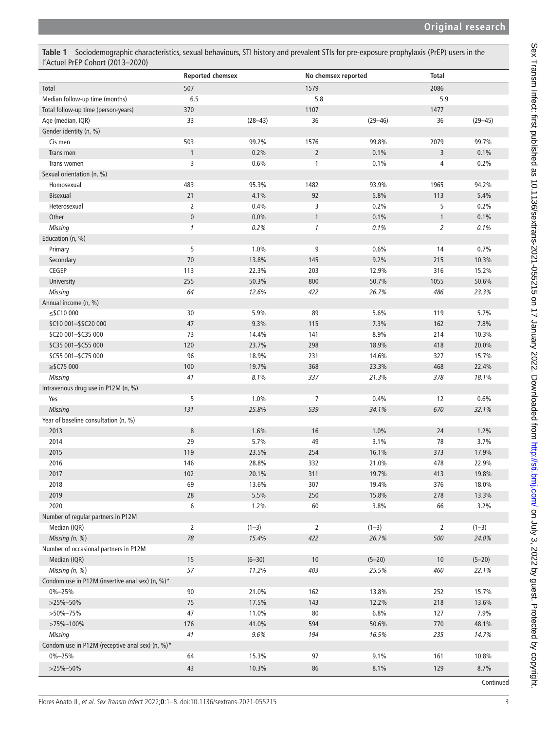**Table 1** Sociodemographic characteristics, sexual behaviours, STI history and prevalent STIs for pre-exposure prophylaxis (PrEP) users in the l'Actuel PrEP Cohort (2013–2020)

| | Reported chemsex | | No chemsex reported | | Total | |
|---|---|---|---|---|---|---|
| Total | 507 | | 1579 | | 2086 | |
| Median follow-up time (months) | 6.5 | | 5.8 | | 5.9 | |
| Total follow-up time (person-years) | 370 | | 1107 | | 1477 | |
| Age (median, IQR) | 33 | (28–43) | 36 | (29–46) | 36 | (29–45) |
| Gender identity (n, %) | | | | | | |
| Cis men | 503 | 99.2% | 1576 | 99.8% | 2079 | 99.7% |
| Trans men | 1 | 0.2% | 2 | 0.1% | 3 | 0.1% |
| Trans women | 3 | 0.6% | 1 | 0.1% | 4 | 0.2% |
| Sexual orientation (n, %) | | | | | | |
| Homosexual | 483 | 95.3% | 1482 | 93.9% | 1965 | 94.2% |
| Bisexual | 21 | 4.1% | 92 | 5.8% | 113 | 5.4% |
| Heterosexual | 2 | 0.4% | 3 | 0.2% | 5 | 0.2% |
| Other | 0 | 0.0% | 1 | 0.1% | 1 | 0.1% |
| *Missing* | *1* | *0.2%* | *1* | *0.1%* | *2* | *0.1%* |
| Education (n, %) | | | | | | |
| Primary | 5 | 1.0% | 9 | 0.6% | 14 | 0.7% |
| Secondary | 70 | 13.8% | 145 | 9.2% | 215 | 10.3% |
| CEGEP | 113 | 22.3% | 203 | 12.9% | 316 | 15.2% |
| University | 255 | 50.3% | 800 | 50.7% | 1055 | 50.6% |
| *Missing* | *64* | *12.6%* | *422* | *26.7%* | *486* | *23.3%* |
| Annual income (n, %) | | | | | | |
| ≤$C10 000 | 30 | 5.9% | 89 | 5.6% | 119 | 5.7% |
| $C10 001–$$C20 000 | 47 | 9.3% | 115 | 7.3% | 162 | 7.8% |
| $C20 001–$C35 000 | 73 | 14.4% | 141 | 8.9% | 214 | 10.3% |
| $C35 001–$C55 000 | 120 | 23.7% | 298 | 18.9% | 418 | 20.0% |
| $C55 001–$C75 000 | 96 | 18.9% | 231 | 14.6% | 327 | 15.7% |
| ≥$C75 000 | 100 | 19.7% | 368 | 23.3% | 468 | 22.4% |
| *Missing* | *41* | *8.1%* | *337* | *21.3%* | *378* | *18.1%* |
| Intravenous drug use in P12M (n, %) | | | | | | |
| Yes | 5 | 1.0% | 7 | 0.4% | 12 | 0.6% |
| *Missing* | *131* | *25.8%* | *539* | *34.1%* | *670* | *32.1%* |
| Year of baseline consultation (n, %) | | | | | | |
| 2013 | 8 | 1.6% | 16 | 1.0% | 24 | 1.2% |
| 2014 | 29 | 5.7% | 49 | 3.1% | 78 | 3.7% |
| 2015 | 119 | 23.5% | 254 | 16.1% | 373 | 17.9% |
| 2016 | 146 | 28.8% | 332 | 21.0% | 478 | 22.9% |
| 2017 | 102 | 20.1% | 311 | 19.7% | 413 | 19.8% |
| 2018 | 69 | 13.6% | 307 | 19.4% | 376 | 18.0% |
| 2019 | 28 | 5.5% | 250 | 15.8% | 278 | 13.3% |
| 2020 | 6 | 1.2% | 60 | 3.8% | 66 | 3.2% |
| Number of regular partners in P12M | | | | | | |
| Median (IQR) | 2 | (1–3) | 2 | (1–3) | 2 | (1–3) |
| *Missing (n, %)* | *78* | *15.4%* | *422* | *26.7%* | *500* | *24.0%* |
| Number of occasional partners in P12M | | | | | | |
| Median (IQR) | 15 | (6–30) | 10 | (5–20) | 10 | (5–20) |
| *Missing (n, %)* | *57* | *11.2%* | *403* | *25.5%* | *460* | *22.1%* |
| Condom use in P12M (insertive anal sex) (n, %)* | | | | | | |
| 0%–25% | 90 | 21.0% | 162 | 13.8% | 252 | 15.7% |
| >25%–50% | 75 | 17.5% | 143 | 12.2% | 218 | 13.6% |
| >50%–75% | 47 | 11.0% | 80 | 6.8% | 127 | 7.9% |
| >75%–100% | 176 | 41.0% | 594 | 50.6% | 770 | 48.1% |
| *Missing* | *41* | *9.6%* | *194* | *16.5%* | *235* | *14.7%* |
| Condom use in P12M (receptive anal sex) (n, %)* | | | | | | |
| 0%–25% | 64 | 15.3% | 97 | 9.1% | 161 | 10.8% |
| >25%–50% | 43 | 10.3% | 86 | 8.1% | 129 | 8.7% |

Continued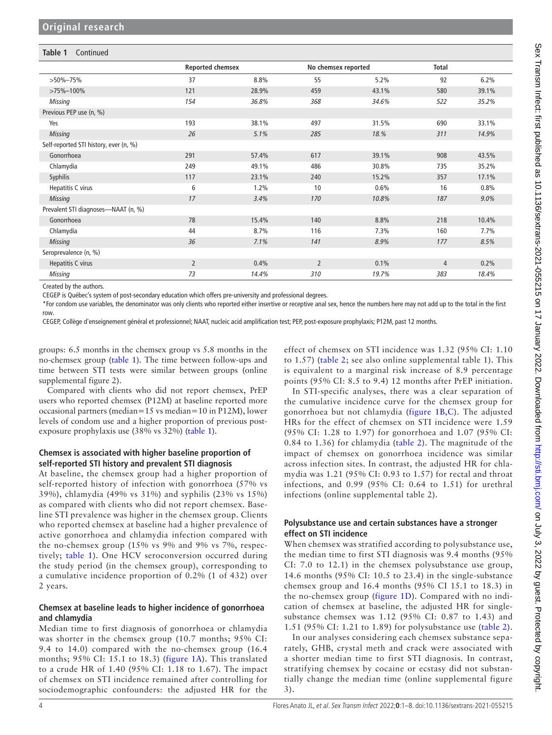**Table 1** Continued

| | Reported chemsex | | No chemsex reported | | Total | |
|---|---|---|---|---|---|---|
| >50%–75% | 37 | 8.8% | 55 | 5.2% | 92 | 6.2% |
| >75%–100% | 121 | 28.9% | 459 | 43.1% | 580 | 39.1% |
| *Missing* | *154* | *36.8%* | *368* | *34.6%* | *522* | *35.2%* |
| Previous PEP use (n, %) | | | | | | |
| Yes | 193 | 38.1% | 497 | 31.5% | 690 | 33.1% |
| *Missing* | *26* | *5.1%* | *285* | *18.%* | *311* | *14.9%* |
| Self-reported STI history, ever (n, %) | | | | | | |
| Gonorrhoea | 291 | 57.4% | 617 | 39.1% | 908 | 43.5% |
| Chlamydia | 249 | 49.1% | 486 | 30.8% | 735 | 35.2% |
| Syphilis | 117 | 23.1% | 240 | 15.2% | 357 | 17.1% |
| Hepatitis C virus | 6 | 1.2% | 10 | 0.6% | 16 | 0.8% |
| *Missing* | *17* | *3.4%* | *170* | *10.8%* | *187* | *9.0%* |
| Prevalent STI diagnoses—NAAT (n, %) | | | | | | |
| Gonorrhoea | 78 | 15.4% | 140 | 8.8% | 218 | 10.4% |
| Chlamydia | 44 | 8.7% | 116 | 7.3% | 160 | 7.7% |
| *Missing* | *36* | *7.1%* | *141* | *8.9%* | *177* | *8.5%* |
| Seroprevalence (n, %) | | | | | | |
| Hepatitis C virus | 2 | 0.4% | 2 | 0.1% | 4 | 0.2% |
| *Missing* | *73* | *14.4%* | *310* | *19.7%* | *383* | *18.4%* |

Created by the authors.

CEGEP is Québec's system of post-secondary education which offers pre-university and professional degrees.

*For condom use variables, the denominator was only clients who reported either insertive or receptive anal sex, hence the numbers here may not add up to the total in the first row.

CEGEP, Collège d'enseignement général et professionnel; NAAT, nucleic acid amplification test; PEP, post-exposure prophylaxis; P12M, past 12 months.

groups: 6.5 months in the chemsex group vs 5.8 months in the no-chemsex group (table 1). The time between follow-ups and time between STI tests were similar between groups (online supplemental figure 2).

Compared with clients who did not report chemsex, PrEP users who reported chemsex (P12M) at baseline reported more occasional partners (median=15 vs median=10 in P12M), lower levels of condom use and a higher proportion of previous post-exposure prophylaxis use (38% vs 32%) (table 1).

### Chemsex is associated with higher baseline proportion of self-reported STI history and prevalent STI diagnosis

At baseline, the chemsex group had a higher proportion of self-reported history of infection with gonorrhoea (57% vs 39%), chlamydia (49% vs 31%) and syphilis (23% vs 15%) as compared with clients who did not report chemsex. Baseline STI prevalence was higher in the chemsex group. Clients who reported chemsex at baseline had a higher prevalence of active gonorrhoea and chlamydia infection compared with the no-chemsex group (15% vs 9% and 9% vs 7%, respectively; table 1). One HCV seroconversion occurred during the study period (in the chemsex group), corresponding to a cumulative incidence proportion of 0.2% (1 of 432) over 2 years.

### Chemsex at baseline leads to higher incidence of gonorrhoea and chlamydia

Median time to first diagnosis of gonorrhoea or chlamydia was shorter in the chemsex group (10.7 months; 95% CI: 9.4 to 14.0) compared with the no-chemsex group (16.4 months; 95% CI: 15.1 to 18.3) (figure 1A). This translated to a crude HR of 1.40 (95% CI: 1.18 to 1.67). The impact of chemsex on STI incidence remained after controlling for sociodemographic confounders: the adjusted HR for the effect of chemsex on STI incidence was 1.32 (95% CI: 1.10 to 1.57) (table 2; see also online supplemental table 1). This is equivalent to a marginal risk increase of 8.9 percentage points (95% CI: 8.5 to 9.4) 12 months after PrEP initiation.

In STI-specific analyses, there was a clear separation of the cumulative incidence curve for the chemsex group for gonorrhoea but not chlamydia (figure 1B,C). The adjusted HRs for the effect of chemsex on STI incidence were 1.59 (95% CI: 1.28 to 1.97) for gonorrhoea and 1.07 (95% CI: 0.84 to 1.36) for chlamydia (table 2). The magnitude of the impact of chemsex on gonorrhoea incidence was similar across infection sites. In contrast, the adjusted HR for chlamydia was 1.21 (95% CI: 0.93 to 1.57) for rectal and throat infections, and 0.99 (95% CI: 0.64 to 1.51) for urethral infections (online supplemental table 2).

### Polysubstance use and certain substances have a stronger effect on STI incidence

When chemsex was stratified according to polysubstance use, the median time to first STI diagnosis was 9.4 months (95% CI: 7.0 to 12.1) in the chemsex polysubstance use group, 14.6 months (95% CI: 10.5 to 23.4) in the single-substance chemsex group and 16.4 months (95% CI 15.1 to 18.3) in the no-chemsex group (figure 1D). Compared with no indication of chemsex at baseline, the adjusted HR for single-substance chemsex was 1.12 (95% CI: 0.87 to 1.43) and 1.51 (95% CI: 1.21 to 1.89) for polysubstance use (table 2).

In our analyses considering each chemsex substance separately, GHB, crystal meth and crack were associated with a shorter median time to first STI diagnosis. In contrast, stratifying chemsex by cocaine or ecstasy did not substantially change the median time (online supplemental figure 3).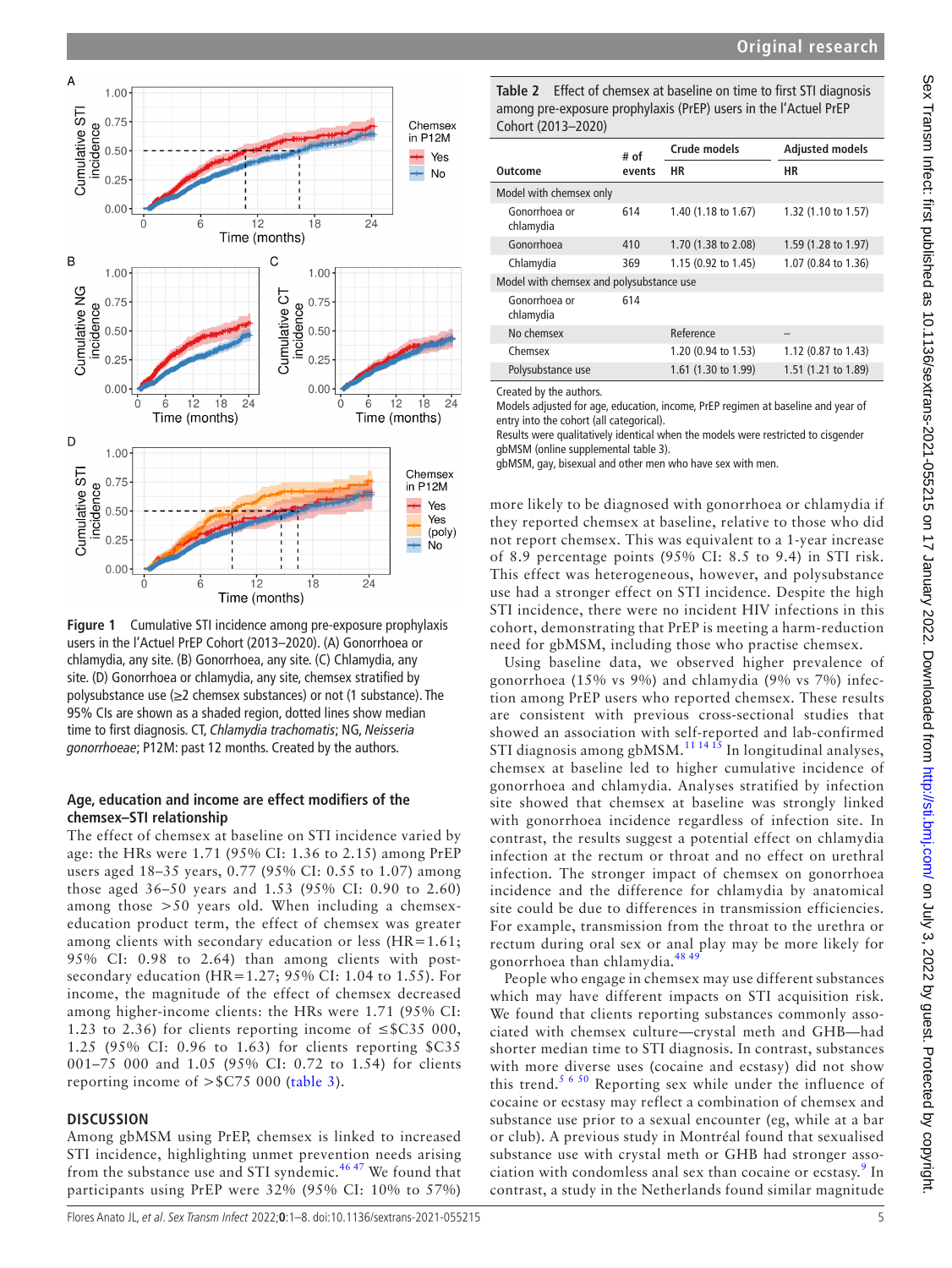Figure 1 Cumulative STI incidence among pre-exposure prophylaxis users in the l'Actuel PrEP Cohort (2013–2020). (A) Gonorrhoea or chlamydia, any site. (B) Gonorrhoea, any site. (C) Chlamydia, any site. (D) Gonorrhoea or chlamydia, any site, chemsex stratified by polysubstance use (≥2 chemsex substances) or not (1 substance). The 95% CIs are shown as a shaded region, dotted lines show median time to first diagnosis. CT, *Chlamydia trachomatis*; NG, *Neisseria gonorrhoeae*; P12M: past 12 months. Created by the authors.

**Table 2** Effect of chemsex at baseline on time to first STI diagnosis among pre-exposure prophylaxis (PrEP) users in the l'Actuel PrEP Cohort (2013–2020)

| Outcome | # of events | Crude models HR | Adjusted models HR |
|---|---|---|---|
| **Model with chemsex only** | | | |
| Gonorrhoea or chlamydia | 614 | 1.40 (1.18 to 1.67) | 1.32 (1.10 to 1.57) |
| Gonorrhoea | 410 | 1.70 (1.38 to 2.08) | 1.59 (1.28 to 1.97) |
| Chlamydia | 369 | 1.15 (0.92 to 1.45) | 1.07 (0.84 to 1.36) |
| **Model with chemsex and polysubstance use** | | | |
| Gonorrhoea or chlamydia | 614 | | |
| No chemsex | | Reference | – |
| Chemsex | | 1.20 (0.94 to 1.53) | 1.12 (0.87 to 1.43) |
| Polysubstance use | | 1.61 (1.30 to 1.99) | 1.51 (1.21 to 1.89) |

Created by the authors.
Models adjusted for age, education, income, PrEP regimen at baseline and year of entry into the cohort (all categorical).
Results were qualitatively identical when the models were restricted to cisgender gbMSM (online supplemental table 3).
gbMSM, gay, bisexual and other men who have sex with men.

### Age, education and income are effect modifiers of the chemsex–STI relationship

The effect of chemsex at baseline on STI incidence varied by age: the HRs were 1.71 (95% CI: 1.36 to 2.15) among PrEP users aged 18–35 years, 0.77 (95% CI: 0.55 to 1.07) among those aged 36–50 years and 1.53 (95% CI: 0.90 to 2.60) among those >50 years old. When including a chemsex-education product term, the effect of chemsex was greater among clients with secondary education or less (HR=1.61; 95% CI: 0.98 to 2.64) than among clients with post-secondary education (HR=1.27; 95% CI: 1.04 to 1.55). For income, the magnitude of the effect of chemsex decreased among higher-income clients: the HRs were 1.71 (95% CI: 1.23 to 2.36) for clients reporting income of ≤$C35 000, 1.25 (95% CI: 0.96 to 1.63) for clients reporting $C35 001–75 000 and 1.05 (95% CI: 0.72 to 1.54) for clients reporting income of >$C75 000 (table 3).

## DISCUSSION

Among gbMSM using PrEP, chemsex is linked to increased STI incidence, highlighting unmet prevention needs arising from the substance use and STI syndemic.[46,47] We found that participants using PrEP were 32% (95% CI: 10% to 57%) more likely to be diagnosed with gonorrhoea or chlamydia if they reported chemsex at baseline, relative to those who did not report chemsex. This was equivalent to a 1-year increase of 8.9 percentage points (95% CI: 8.5 to 9.4) in STI risk. This effect was heterogeneous, however, and polysubstance use had a stronger effect on STI incidence. Despite the high STI incidence, there were no incident HIV infections in this cohort, demonstrating that PrEP is meeting a harm-reduction need for gbMSM, including those who practise chemsex.

Using baseline data, we observed higher prevalence of gonorrhoea (15% vs 9%) and chlamydia (9% vs 7%) infection among PrEP users who reported chemsex. These results are consistent with previous cross-sectional studies that showed an association with self-reported and lab-confirmed STI diagnosis among gbMSM.[11,14,15] In longitudinal analyses, chemsex at baseline led to higher cumulative incidence of gonorrhoea and chlamydia. Analyses stratified by infection site showed that chemsex at baseline was strongly linked with gonorrhoea incidence regardless of infection site. In contrast, the results suggest a potential effect on chlamydia infection at the rectum or throat and no effect on urethral infection. The stronger impact of chemsex on gonorrhoea incidence and the difference for chlamydia by anatomical site could be due to differences in transmission efficiencies. For example, transmission from the throat to the urethra or rectum during oral sex or anal play may be more likely for gonorrhoea than chlamydia.[48,49]

People who engage in chemsex may use different substances which may have different impacts on STI acquisition risk. We found that clients reporting substances commonly associated with chemsex culture—crystal meth and GHB—had shorter median time to STI diagnosis. In contrast, substances with more diverse uses (cocaine and ecstasy) did not show this trend.[5,6,50] Reporting sex while under the influence of cocaine or ecstasy may reflect a combination of chemsex and substance use prior to a sexual encounter (eg, while at a bar or club). A previous study in Montréal found that sexualised substance use with crystal meth or GHB had stronger association with condomless anal sex than cocaine or ecstasy.[9] In contrast, a study in the Netherlands found similar magnitude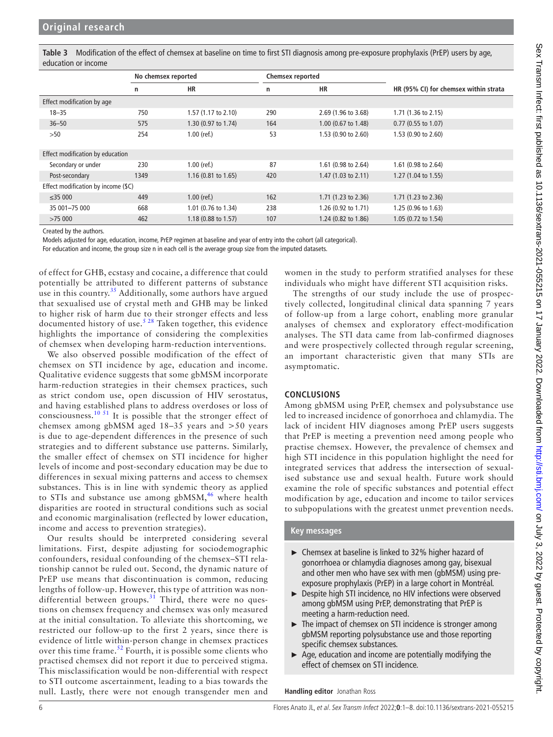**Table 3** Modification of the effect of chemsex at baseline on time to first STI diagnosis among pre-exposure prophylaxis (PrEP) users by age, education or income

| | No chemsex reported | | Chemsex reported | | |
|---|---|---|---|---|---|
| | n | HR | n | HR | HR (95% CI) for chemsex within strata |
| Effect modification by age | | | | | |
| 18–35 | 750 | 1.57 (1.17 to 2.10) | 290 | 2.69 (1.96 to 3.68) | 1.71 (1.36 to 2.15) |
| 36–50 | 575 | 1.30 (0.97 to 1.74) | 164 | 1.00 (0.67 to 1.48) | 0.77 (0.55 to 1.07) |
| >50 | 254 | 1.00 (ref.) | 53 | 1.53 (0.90 to 2.60) | 1.53 (0.90 to 2.60) |
| Effect modification by education | | | | | |
| Secondary or under | 230 | 1.00 (ref.) | 87 | 1.61 (0.98 to 2.64) | 1.61 (0.98 to 2.64) |
| Post-secondary | 1349 | 1.16 (0.81 to 1.65) | 420 | 1.47 (1.03 to 2.11) | 1.27 (1.04 to 1.55) |
| Effect modification by income ($C) | | | | | |
| ≤35 000 | 449 | 1.00 (ref.) | 162 | 1.71 (1.23 to 2.36) | 1.71 (1.23 to 2.36) |
| 35 001–75 000 | 668 | 1.01 (0.76 to 1.34) | 238 | 1.26 (0.92 to 1.71) | 1.25 (0.96 to 1.63) |
| >75 000 | 462 | 1.18 (0.88 to 1.57) | 107 | 1.24 (0.82 to 1.86) | 1.05 (0.72 to 1.54) |

Created by the authors.
Models adjusted for age, education, income, PrEP regimen at baseline and year of entry into the cohort (all categorical).
For education and income, the group size n in each cell is the average group size from the imputed datasets.

of effect for GHB, ecstasy and cocaine, a difference that could potentially be attributed to different patterns of substance use in this country.[35] Additionally, some authors have argued that sexualised use of crystal meth and GHB may be linked to higher risk of harm due to their stronger effects and less documented history of use.[5 28] Taken together, this evidence highlights the importance of considering the complexities of chemsex when developing harm-reduction interventions.

We also observed possible modification of the effect of chemsex on STI incidence by age, education and income. Qualitative evidence suggests that some gbMSM incorporate harm-reduction strategies in their chemsex practices, such as strict condom use, open discussion of HIV serostatus, and having established plans to address overdoses or loss of consciousness.[10 51] It is possible that the stronger effect of chemsex among gbMSM aged 18–35 years and >50 years is due to age-dependent differences in the presence of such strategies and to different substance use patterns. Similarly, the smaller effect of chemsex on STI incidence for higher levels of income and post-secondary education may be due to differences in sexual mixing patterns and access to chemsex substances. This is in line with syndemic theory as applied to STIs and substance use among gbMSM,[46] where health disparities are rooted in structural conditions such as social and economic marginalisation (reflected by lower education, income and access to prevention strategies).

Our results should be interpreted considering several limitations. First, despite adjusting for sociodemographic confounders, residual confounding of the chemsex–STI relationship cannot be ruled out. Second, the dynamic nature of PrEP use means that discontinuation is common, reducing lengths of follow-up. However, this type of attrition was non-differential between groups.[31] Third, there were no questions on chemsex frequency and chemsex was only measured at the initial consultation. To alleviate this shortcoming, we restricted our follow-up to the first 2 years, since there is evidence of little within-person change in chemsex practices over this time frame.[52] Fourth, it is possible some clients who practised chemsex did not report it due to perceived stigma. This misclassification would be non-differential with respect to STI outcome ascertainment, leading to a bias towards the null. Lastly, there were not enough transgender men and women in the study to perform stratified analyses for these individuals who might have different STI acquisition risks.

The strengths of our study include the use of prospectively collected, longitudinal clinical data spanning 7 years of follow-up from a large cohort, enabling more granular analyses of chemsex and exploratory effect-modification analyses. The STI data came from lab-confirmed diagnoses and were prospectively collected through regular screening, an important characteristic given that many STIs are asymptomatic.

## CONCLUSIONS

Among gbMSM using PrEP, chemsex and polysubstance use led to increased incidence of gonorrhoea and chlamydia. The lack of incident HIV diagnoses among PrEP users suggests that PrEP is meeting a prevention need among people who practise chemsex. However, the prevalence of chemsex and high STI incidence in this population highlight the need for integrated services that address the intersection of sexualised substance use and sexual health. Future work should examine the role of specific substances and potential effect modification by age, education and income to tailor services to subpopulations with the greatest unmet prevention needs.

### Key messages

- Chemsex at baseline is linked to 32% higher hazard of gonorrhoea or chlamydia diagnoses among gay, bisexual and other men who have sex with men (gbMSM) using pre-exposure prophylaxis (PrEP) in a large cohort in Montréal.
- Despite high STI incidence, no HIV infections were observed among gbMSM using PrEP, demonstrating that PrEP is meeting a harm-reduction need.
- The impact of chemsex on STI incidence is stronger among gbMSM reporting polysubstance use and those reporting specific chemsex substances.
- Age, education and income are potentially modifying the effect of chemsex on STI incidence.

**Handling editor** Jonathan Ross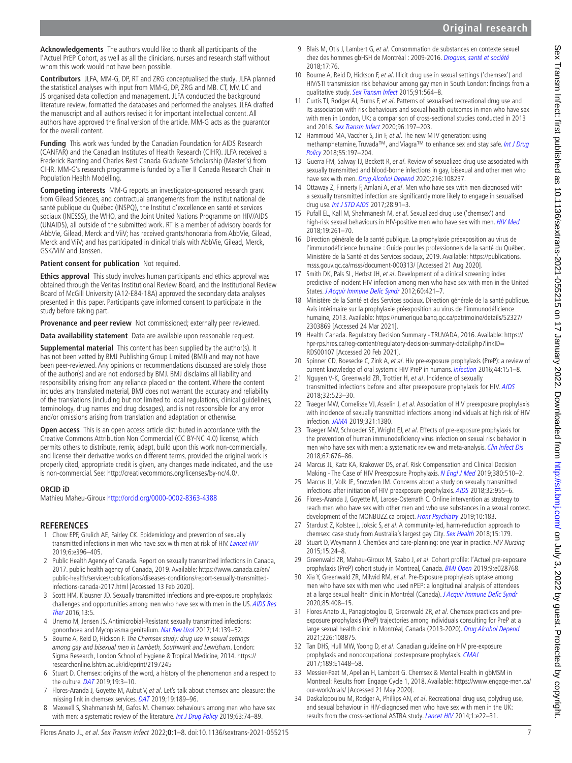**Acknowledgements** The authors would like to thank all participants of the l'Actuel PrEP Cohort, as well as all the clinicians, nurses and research staff without whom this work would not have been possible.

**Contributors** JLFA, MM-G, DP, RT and ZRG conceptualised the study. JLFA planned the statistical analyses with input from MM-G, DP, ZRG and MB. CT, MV, LC and JS organised data collection and management. JLFA conducted the background literature review, formatted the databases and performed the analyses. JLFA drafted the manuscript and all authors revised it for important intellectual content. All authors have approved the final version of the article. MM-G acts as the guarantor for the overall content.

**Funding** This work was funded by the Canadian Foundation for AIDS Research (CANFAR) and the Canadian Institutes of Health Research (CIHR). JLFA received a Frederick Banting and Charles Best Canada Graduate Scholarship (Master's) from CIHR. MM-G's research programme is funded by a Tier II Canada Research Chair in Population Health Modelling.

**Competing interests** MM-G reports an investigator-sponsored research grant from Gilead Sciences, and contractual arrangements from the Institut national de santé publique du Québec (INSPQ), the Institut d'excellence en santé et services sociaux (INESSS), the WHO, and the Joint United Nations Programme on HIV/AIDS (UNAIDS), all outside of the submitted work. RT is a member of advisory boards for AbbVie, Gilead, Merck and ViiV; has received grants/honoraria from AbbVie, Gilead, Merck and ViiV; and has participated in clinical trials with AbbVie, Gilead, Merck, GSK/ViiV and Janssen.

**Patient consent for publication** Not required.

**Ethics approval** This study involves human participants and ethics approval was obtained through the Veritas Institutional Review Board, and the Institutional Review Board of McGill University (A12-E84-18A) approved the secondary data analyses presented in this paper. Participants gave informed consent to participate in the study before taking part.

**Provenance and peer review** Not commissioned; externally peer reviewed.

**Data availability statement** Data are available upon reasonable request.

**Supplemental material** This content has been supplied by the author(s). It has not been vetted by BMJ Publishing Group Limited (BMJ) and may not have been peer-reviewed. Any opinions or recommendations discussed are solely those of the author(s) and are not endorsed by BMJ. BMJ disclaims all liability and responsibility arising from any reliance placed on the content. Where the content includes any translated material, BMJ does not warrant the accuracy and reliability of the translations (including but not limited to local regulations, clinical guidelines, terminology, drug names and drug dosages), and is not responsible for any error and/or omissions arising from translation and adaptation or otherwise.

**Open access** This is an open access article distributed in accordance with the Creative Commons Attribution Non Commercial (CC BY-NC 4.0) license, which permits others to distribute, remix, adapt, build upon this work non-commercially, and license their derivative works on different terms, provided the original work is properly cited, appropriate credit is given, any changes made indicated, and the use is non-commercial. See: http://creativecommons.org/licenses/by-nc/4.0/.

**ORCID iD**

Mathieu Maheu-Giroux http://orcid.org/0000-0002-8363-4388

## REFERENCES

1. Chow EPF, Grulich AE, Fairley CK. Epidemiology and prevention of sexually transmitted infections in men who have sex with men at risk of HIV. *Lancet HIV* 2019;6:e396–405.
2. Public Health Agency of Canada. Report on sexually transmitted infections in Canada, 2017. public health agency of Canada, 2019. Available: https://www.canada.ca/en/public-health/services/publications/diseases-conditions/report-sexually-transmitted-infections-canada-2017.html [Accessed 13 Feb 2020].
3. Scott HM, Klausner JD. Sexually transmitted infections and pre-exposure prophylaxis: challenges and opportunities among men who have sex with men in the US. *AIDS Res Ther* 2016;13:5.
4. Unemo M, Jensen JS. Antimicrobial-Resistant sexually transmitted infections: gonorrhoea and Mycoplasma genitalium. *Nat Rev Urol* 2017;14:139–52.
5. Bourne A, Reid D, Hickson F. *The Chemsex study: drug use in sexual settings among gay and bisexual men in Lambeth, Southwark and Lewisham*. London: Sigma Research, London School of Hygiene & Tropical Medicine, 2014. https://researchonline.lshtm.ac.uk/id/eprint/2197245
6. Stuart D. Chemsex: origins of the word, a history of the phenomenon and a respect to the culture. *DAT* 2019;19:3–10.
7. Flores-Aranda J, Goyette M, Aubut V, et al. Let's talk about chemsex and pleasure: the missing link in chemsex services. *DAT* 2019;19:189–96.
8. Maxwell S, Shahmanesh M, Gafos M. Chemsex behaviours among men who have sex with men: a systematic review of the literature. *Int J Drug Policy* 2019;63:74–89.
9. Blais M, Otis J, Lambert G, et al. Consommation de substances en contexte sexuel chez des hommes gbHSH de Montréal : 2009-2016. *Drogues, santé et société* 2018;17:76.
10. Bourne A, Reid D, Hickson F, et al. Illicit drug use in sexual settings ('chemsex') and HIV/STI transmission risk behaviour among gay men in South London: findings from a qualitative study. *Sex Transm Infect* 2015;91:564–8.
11. Curtis TJ, Rodger AJ, Burns F, et al. Patterns of sexualised recreational drug use and its association with risk behaviours and sexual health outcomes in men who have sex with men in London, UK: a comparison of cross-sectional studies conducted in 2013 and 2016. *Sex Transm Infect* 2020;96:197–203.
12. Hammoud MA, Vaccher S, Jin F, et al. The new MTV generation: using methamphetamine, Truvada™, and Viagra™ to enhance sex and stay safe. *Int J Drug Policy* 2018;55:197–204.
13. Guerra FM, Salway TJ, Beckett R, et al. Review of sexualized drug use associated with sexually transmitted and blood-borne infections in gay, bisexual and other men who have sex with men. *Drug Alcohol Depend* 2020;216:108237.
14. Ottaway Z, Finnerty F, Amlani A, et al. Men who have sex with men diagnosed with a sexually transmitted infection are significantly more likely to engage in sexualised drug use. *Int J STD AIDS* 2017;28:91–3.
15. Pufall EL, Kall M, Shahmanesh M, et al. Sexualized drug use ('chemsex') and high-risk sexual behaviours in HIV-positive men who have sex with men. *HIV Med* 2018;19:261–70.
16. Direction générale de la santé publique. La prophylaxie préexposition au virus de l'immunodéficience humaine : Guide pour les professionnels de la santé du Québec. Ministère de la Santé et des Services sociaux, 2019. Available: https://publications.msss.gouv.qc.ca/msss/document-000313/ [Accessed 21 Aug 2020].
17. Smith DK, Pals SL, Herbst JH, et al. Development of a clinical screening index predictive of incident HIV infection among men who have sex with men in the United States. *J Acquir Immune Defic Syndr* 2012;60:421–7.
18. Ministère de la Santé et des Services sociaux. Direction générale de la santé publique. Avis intérimaire sur la prophylaxie préexposition au virus de l'immunodéficience humaine, 2013. Available: https://numerique.banq.qc.ca/patrimoine/details/52327/2303869 [Accessed 24 Mar 2021].
19. Health Canada. Regulatory Decision Summary - TRUVADA, 2016. Available: https://hpr-rps.hres.ca/reg-content/regulatory-decision-summary-detail.php?linkID=RDS00107 [Accessed 20 Feb 2021].
20. Spinner CD, Boesecke C, Zink A, et al. Hiv pre-exposure prophylaxis (PreP): a review of current knowledge of oral systemic HIV PreP in humans. *Infection* 2016;44:151–8.
21. Nguyen V-K, Greenwald ZR, Trottier H, et al. Incidence of sexually transmitted infections before and after preexposure prophylaxis for HIV. *AIDS* 2018;32:523–30.
22. Traeger MW, Cornelisse VJ, Asselin J, et al. Association of HIV preexposure prophylaxis with incidence of sexually transmitted infections among individuals at high risk of HIV infection. *JAMA* 2019;321:1380.
23. Traeger MW, Schroeder SE, Wright EJ, et al. Effects of pre-exposure prophylaxis for the prevention of human immunodeficiency virus infection on sexual risk behavior in men who have sex with men: a systematic review and meta-analysis. *Clin Infect Dis* 2018;67:676–86.
24. Marcus JL, Katz KA, Krakower DS, et al. Risk Compensation and Clinical Decision Making - The Case of HIV Preexposure Prophylaxis. *N Engl J Med* 2019;380:510–2.
25. Marcus JL, Volk JE, Snowden JM. Concerns about a study on sexually transmitted infections after initiation of HIV preexposure prophylaxis. *AIDS* 2018;32:955–6.
26. Flores-Aranda J, Goyette M, Larose-Osterrath C. Online intervention as strategy to reach men who have sex with other men and who use substances in a sexual context. development of the MONBUZZ.ca project. *Front Psychiatry* 2019;10:183.
27. Stardust Z, Kolstee J, Joksic S, et al. A community-led, harm-reduction approach to chemsex: case study from Australia's largest gay City. *Sex Health* 2018;15:179.
28. Stuart D, Weymann J. ChemSex and care-planning: one year in practice. *HIV Nursing* 2015;15:24–8.
29. Greenwald ZR, Maheu-Giroux M, Szabo J, et al. Cohort profile: l'Actuel pre-exposure prophylaxis (PreP) cohort study in Montreal, Canada. *BMJ Open* 2019;9:e028768.
30. Xia Y, Greenwald ZR, Milwid RM, et al. Pre-Exposure prophylaxis uptake among men who have sex with men who used nPEP: a longitudinal analysis of attendees at a large sexual health clinic in Montréal (Canada). *J Acquir Immune Defic Syndr* 2020;85:408–15.
31. Flores Anato JL, Panagiotoglou D, Greenwald ZR, et al. Chemsex practices and pre-exposure prophylaxis (PreP) trajectories among individuals consulting for PreP at a large sexual health clinic in Montréal, Canada (2013-2020). *Drug Alcohol Depend* 2021;226:108875.
32. Tan DHS, Hull MW, Yoong D, et al. Canadian guideline on HIV pre-exposure prophylaxis and nonoccupational postexposure prophylaxis. *CMAJ* 2017;189:E1448–58.
33. Messier-Peet M, Apelian H, Lambert G. Chemsex & Mental Health in gbMSM in Montreal: Results from Engage Cycle 1, 2018. Available: https://www.engage-men.ca/our-work/orals/ [Accessed 21 May 2020].
34. Daskalopoulou M, Rodger A, Phillips AN, et al. Recreational drug use, polydrug use, and sexual behaviour in HIV-diagnosed men who have sex with men in the UK: results from the cross-sectional ASTRA study. *Lancet HIV* 2014;1:e22–31.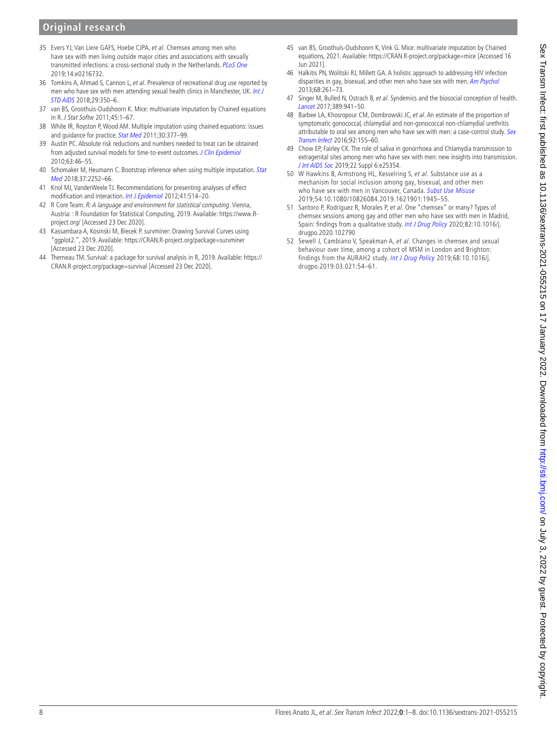35 Evers YJ, Van Liere GAFS, Hoebe CJPA, *et al*. Chemsex among men who have sex with men living outside major cities and associations with sexually transmitted infections: a cross-sectional study in the Netherlands. *PLoS One* 2019;14:e0216732.

36 Tomkins A, Ahmad S, Cannon L, *et al*. Prevalence of recreational drug use reported by men who have sex with men attending sexual health clinics in Manchester, UK. *Int J STD AIDS* 2018;29:350–6.

37 van BS, Groothuis-Oudshoorn K. Mice: multivariate imputation by Chained equations in R. *J Stat Softw* 2011;45:1–67.

38 White IR, Royston P, Wood AM. Multiple imputation using chained equations: issues and guidance for practice. *Stat Med* 2011;30:377–99.

39 Austin PC. Absolute risk reductions and numbers needed to treat can be obtained from adjusted survival models for time-to-event outcomes. *J Clin Epidemiol* 2010;63:46–55.

40 Schomaker M, Heumann C. Bootstrap inference when using multiple imputation. *Stat Med* 2018;37:2252–66.

41 Knol MJ, VanderWeele TJ. Recommendations for presenting analyses of effect modification and interaction. *Int J Epidemiol* 2012;41:514–20.

42 R Core Team. *R: A language and environment for statistical computing*. Vienna, Austria: : R Foundation for Statistical Computing, 2019. Available: https://www.R-project.org/ [Accessed 23 Dec 2020].

43 Kassambara A, Kosinski M, Biecek P. survminer: Drawing Survival Curves using "ggplot2.", 2019. Available: https://CRAN.R-project.org/package=survminer [Accessed 23 Dec 2020].

44 Therneau TM. Survival: a package for survival analysis in R, 2019. Available: https://CRAN.R-project.org/package=survival [Accessed 23 Dec 2020].

45 van BS, Groothuis-Oudshoorn K, Vink G. Mice: multivariate imputation by Chained equations, 2021. Available: https://CRAN.R-project.org/package=mice [Accessed 16 Jun 2021].

46 Halkitis PN, Wolitski RJ, Millett GA. A holistic approach to addressing HIV infection disparities in gay, bisexual, and other men who have sex with men. *Am Psychol* 2013;68:261–73.

47 Singer M, Bulled N, Ostrach B, *et al*. Syndemics and the biosocial conception of health. *Lancet* 2017;389:941–50.

48 Barbee LA, Khosropour CM, Dombrowski JC, *et al*. An estimate of the proportion of symptomatic gonococcal, chlamydial and non-gonococcal non-chlamydial urethritis attributable to oral sex among men who have sex with men: a case-control study. *Sex Transm Infect* 2016;92:155–60.

49 Chow EP, Fairley CK. The role of saliva in gonorrhoea and Chlamydia transmission to extragenital sites among men who have sex with men: new insights into transmission. *J Int AIDS Soc* 2019;22 Suppl 6:e25354.

50 W Hawkins B, Armstrong HL, Kesselring S, *et al*. Substance use as a mechanism for social inclusion among gay, bisexual, and other men who have sex with men in Vancouver, Canada. *Subst Use Misuse* 2019;54:10.1080/10826084.2019.1621901:1945–55.

51 Santoro P, Rodríguez R, Morales P, *et al*. One "chemsex" or many? Types of chemsex sessions among gay and other men who have sex with men in Madrid, Spain: findings from a qualitative study. *Int J Drug Policy* 2020;82:10.1016/j.drugpo.2020.102790

52 Sewell J, Cambiano V, Speakman A, *et al*. Changes in chemsex and sexual behaviour over time, among a cohort of MSM in London and Brighton: findings from the AURAH2 study. *Int J Drug Policy* 2019;68:10.1016/j.drugpo.2019.03.021:54–61.